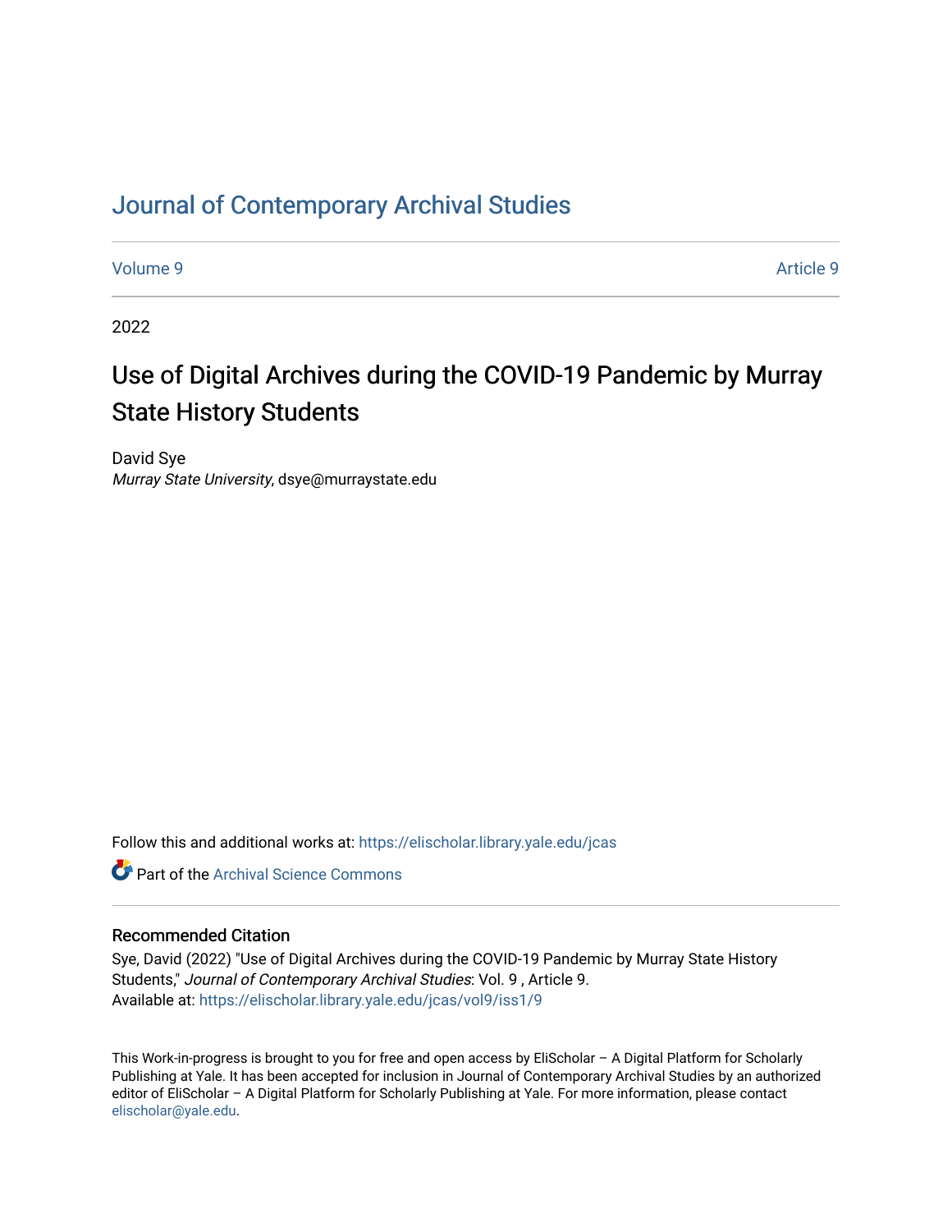# Journal of Contemporary Archival Studies

Volume 9 | Article 9

2022

## Use of Digital Archives during the COVID-19 Pandemic by Murray State History Students

David Sye
*Murray State University*, dsye@murraystate.edu

Follow this and additional works at: https://elischolar.library.yale.edu/jcas

Part of the Archival Science Commons

### Recommended Citation

Sye, David (2022) "Use of Digital Archives during the COVID-19 Pandemic by Murray State History Students," *Journal of Contemporary Archival Studies*: Vol. 9 , Article 9.
Available at: https://elischolar.library.yale.edu/jcas/vol9/iss1/9

This Work-in-progress is brought to you for free and open access by EliScholar – A Digital Platform for Scholarly Publishing at Yale. It has been accepted for inclusion in Journal of Contemporary Archival Studies by an authorized editor of EliScholar – A Digital Platform for Scholarly Publishing at Yale. For more information, please contact elischolar@yale.edu.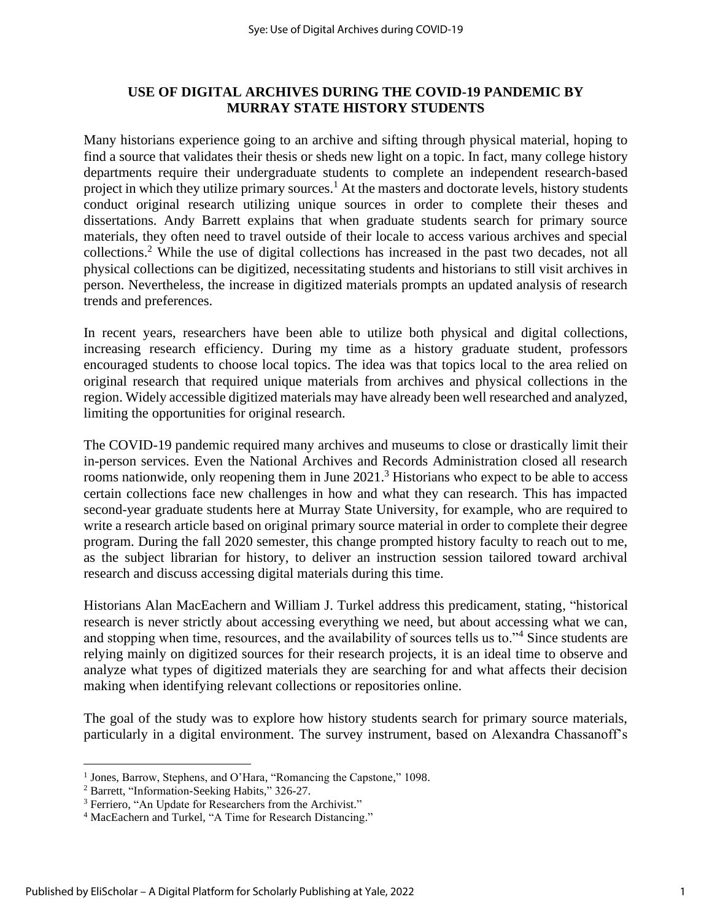## USE OF DIGITAL ARCHIVES DURING THE COVID-19 PANDEMIC BY MURRAY STATE HISTORY STUDENTS

Many historians experience going to an archive and sifting through physical material, hoping to find a source that validates their thesis or sheds new light on a topic. In fact, many college history departments require their undergraduate students to complete an independent research-based project in which they utilize primary sources.[1] At the masters and doctorate levels, history students conduct original research utilizing unique sources in order to complete their theses and dissertations. Andy Barrett explains that when graduate students search for primary source materials, they often need to travel outside of their locale to access various archives and special collections.[2] While the use of digital collections has increased in the past two decades, not all physical collections can be digitized, necessitating students and historians to still visit archives in person. Nevertheless, the increase in digitized materials prompts an updated analysis of research trends and preferences.

In recent years, researchers have been able to utilize both physical and digital collections, increasing research efficiency. During my time as a history graduate student, professors encouraged students to choose local topics. The idea was that topics local to the area relied on original research that required unique materials from archives and physical collections in the region. Widely accessible digitized materials may have already been well researched and analyzed, limiting the opportunities for original research.

The COVID-19 pandemic required many archives and museums to close or drastically limit their in-person services. Even the National Archives and Records Administration closed all research rooms nationwide, only reopening them in June 2021.[3] Historians who expect to be able to access certain collections face new challenges in how and what they can research. This has impacted second-year graduate students here at Murray State University, for example, who are required to write a research article based on original primary source material in order to complete their degree program. During the fall 2020 semester, this change prompted history faculty to reach out to me, as the subject librarian for history, to deliver an instruction session tailored toward archival research and discuss accessing digital materials during this time.

Historians Alan MacEachern and William J. Turkel address this predicament, stating, "historical research is never strictly about accessing everything we need, but about accessing what we can, and stopping when time, resources, and the availability of sources tells us to."[4] Since students are relying mainly on digitized sources for their research projects, it is an ideal time to observe and analyze what types of digitized materials they are searching for and what affects their decision making when identifying relevant collections or repositories online.

The goal of the study was to explore how history students search for primary source materials, particularly in a digital environment. The survey instrument, based on Alexandra Chassanoff's

---

[1] Jones, Barrow, Stephens, and O'Hara, "Romancing the Capstone," 1098.

[2] Barrett, "Information-Seeking Habits," 326-27.

[3] Ferriero, "An Update for Researchers from the Archivist."

[4] MacEachern and Turkel, "A Time for Research Distancing."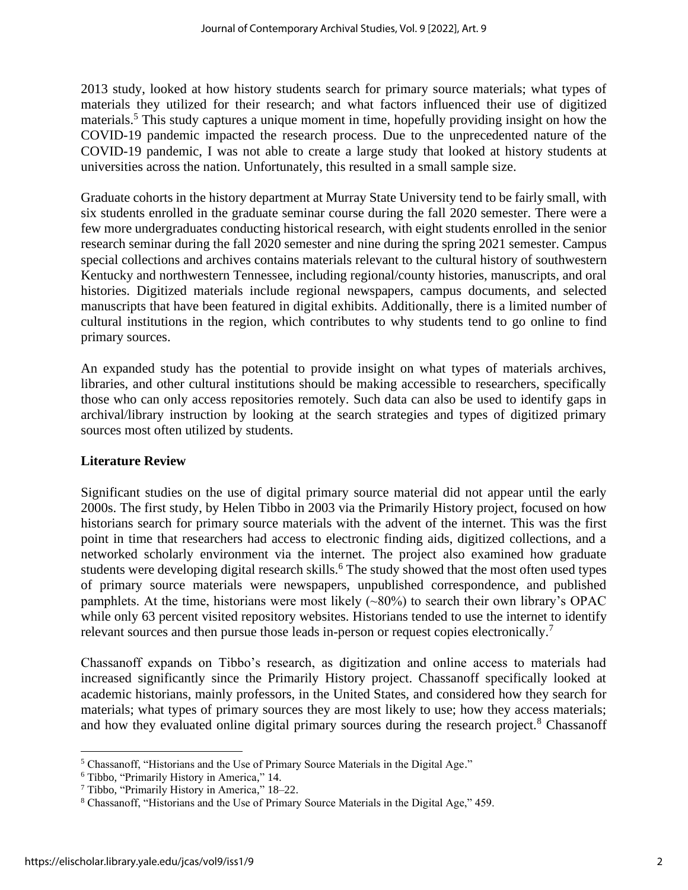2013 study, looked at how history students search for primary source materials; what types of materials they utilized for their research; and what factors influenced their use of digitized materials.[5] This study captures a unique moment in time, hopefully providing insight on how the COVID-19 pandemic impacted the research process. Due to the unprecedented nature of the COVID-19 pandemic, I was not able to create a large study that looked at history students at universities across the nation. Unfortunately, this resulted in a small sample size.

Graduate cohorts in the history department at Murray State University tend to be fairly small, with six students enrolled in the graduate seminar course during the fall 2020 semester. There were a few more undergraduates conducting historical research, with eight students enrolled in the senior research seminar during the fall 2020 semester and nine during the spring 2021 semester. Campus special collections and archives contains materials relevant to the cultural history of southwestern Kentucky and northwestern Tennessee, including regional/county histories, manuscripts, and oral histories. Digitized materials include regional newspapers, campus documents, and selected manuscripts that have been featured in digital exhibits. Additionally, there is a limited number of cultural institutions in the region, which contributes to why students tend to go online to find primary sources.

An expanded study has the potential to provide insight on what types of materials archives, libraries, and other cultural institutions should be making accessible to researchers, specifically those who can only access repositories remotely. Such data can also be used to identify gaps in archival/library instruction by looking at the search strategies and types of digitized primary sources most often utilized by students.

## Literature Review

Significant studies on the use of digital primary source material did not appear until the early 2000s. The first study, by Helen Tibbo in 2003 via the Primarily History project, focused on how historians search for primary source materials with the advent of the internet. This was the first point in time that researchers had access to electronic finding aids, digitized collections, and a networked scholarly environment via the internet. The project also examined how graduate students were developing digital research skills.[6] The study showed that the most often used types of primary source materials were newspapers, unpublished correspondence, and published pamphlets. At the time, historians were most likely (~80%) to search their own library's OPAC while only 63 percent visited repository websites. Historians tended to use the internet to identify relevant sources and then pursue those leads in-person or request copies electronically.[7]

Chassanoff expands on Tibbo's research, as digitization and online access to materials had increased significantly since the Primarily History project. Chassanoff specifically looked at academic historians, mainly professors, in the United States, and considered how they search for materials; what types of primary sources they are most likely to use; how they access materials; and how they evaluated online digital primary sources during the research project.[8] Chassanoff

---

[5] Chassanoff, "Historians and the Use of Primary Source Materials in the Digital Age."

[6] Tibbo, "Primarily History in America," 14.

[7] Tibbo, "Primarily History in America," 18–22.

[8] Chassanoff, "Historians and the Use of Primary Source Materials in the Digital Age," 459.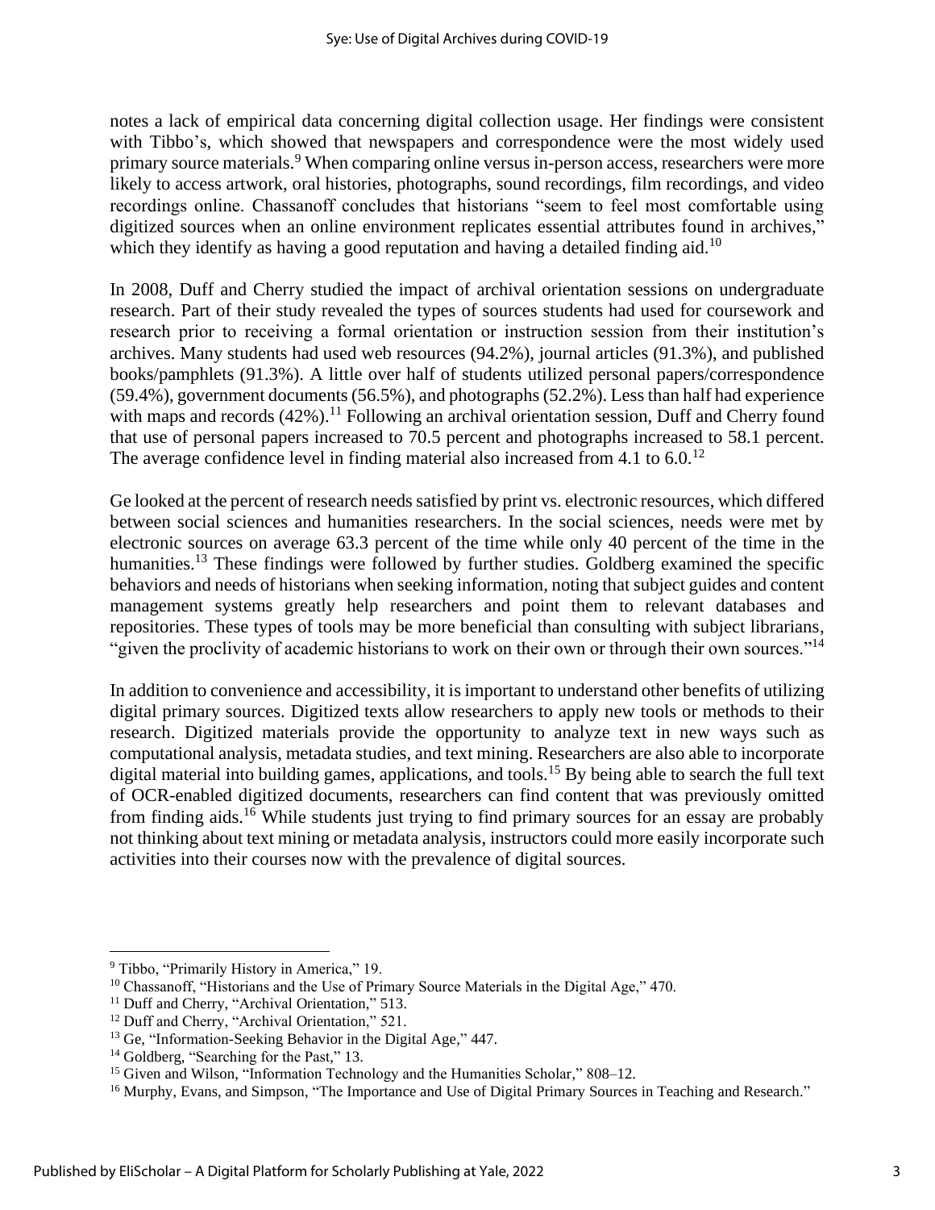notes a lack of empirical data concerning digital collection usage. Her findings were consistent with Tibbo's, which showed that newspapers and correspondence were the most widely used primary source materials.[9] When comparing online versus in-person access, researchers were more likely to access artwork, oral histories, photographs, sound recordings, film recordings, and video recordings online. Chassanoff concludes that historians "seem to feel most comfortable using digitized sources when an online environment replicates essential attributes found in archives," which they identify as having a good reputation and having a detailed finding aid.[10]

In 2008, Duff and Cherry studied the impact of archival orientation sessions on undergraduate research. Part of their study revealed the types of sources students had used for coursework and research prior to receiving a formal orientation or instruction session from their institution's archives. Many students had used web resources (94.2%), journal articles (91.3%), and published books/pamphlets (91.3%). A little over half of students utilized personal papers/correspondence (59.4%), government documents (56.5%), and photographs (52.2%). Less than half had experience with maps and records (42%).[11] Following an archival orientation session, Duff and Cherry found that use of personal papers increased to 70.5 percent and photographs increased to 58.1 percent. The average confidence level in finding material also increased from 4.1 to 6.0.[12]

Ge looked at the percent of research needs satisfied by print vs. electronic resources, which differed between social sciences and humanities researchers. In the social sciences, needs were met by electronic sources on average 63.3 percent of the time while only 40 percent of the time in the humanities.[13] These findings were followed by further studies. Goldberg examined the specific behaviors and needs of historians when seeking information, noting that subject guides and content management systems greatly help researchers and point them to relevant databases and repositories. These types of tools may be more beneficial than consulting with subject librarians, "given the proclivity of academic historians to work on their own or through their own sources."[14]

In addition to convenience and accessibility, it is important to understand other benefits of utilizing digital primary sources. Digitized texts allow researchers to apply new tools or methods to their research. Digitized materials provide the opportunity to analyze text in new ways such as computational analysis, metadata studies, and text mining. Researchers are also able to incorporate digital material into building games, applications, and tools.[15] By being able to search the full text of OCR-enabled digitized documents, researchers can find content that was previously omitted from finding aids.[16] While students just trying to find primary sources for an essay are probably not thinking about text mining or metadata analysis, instructors could more easily incorporate such activities into their courses now with the prevalence of digital sources.

---

[9] Tibbo, "Primarily History in America," 19.

[10] Chassanoff, "Historians and the Use of Primary Source Materials in the Digital Age," 470.

[11] Duff and Cherry, "Archival Orientation," 513.

[12] Duff and Cherry, "Archival Orientation," 521.

[13] Ge, "Information-Seeking Behavior in the Digital Age," 447.

[14] Goldberg, "Searching for the Past," 13.

[15] Given and Wilson, "Information Technology and the Humanities Scholar," 808–12.

[16] Murphy, Evans, and Simpson, "The Importance and Use of Digital Primary Sources in Teaching and Research."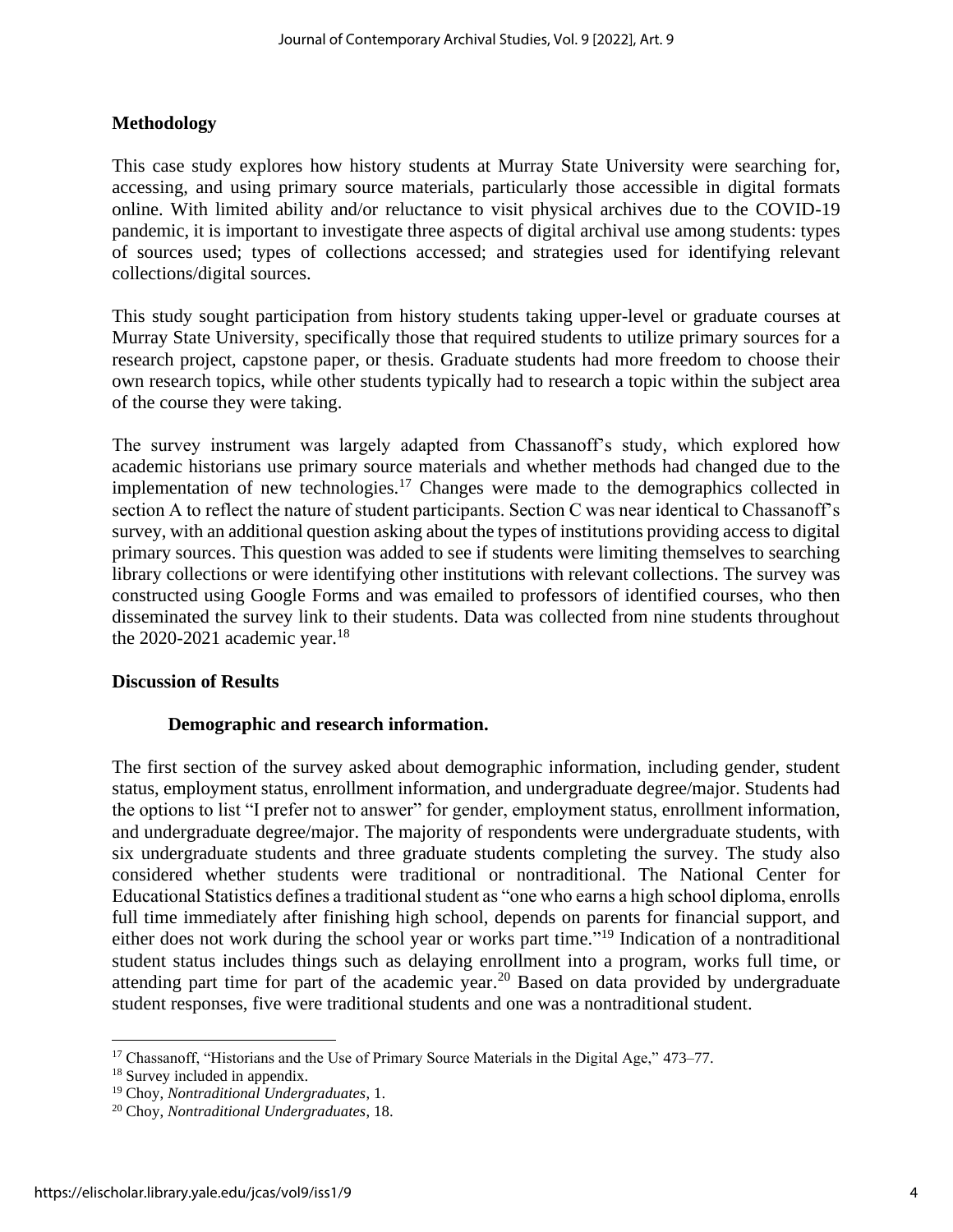## Methodology

This case study explores how history students at Murray State University were searching for, accessing, and using primary source materials, particularly those accessible in digital formats online. With limited ability and/or reluctance to visit physical archives due to the COVID-19 pandemic, it is important to investigate three aspects of digital archival use among students: types of sources used; types of collections accessed; and strategies used for identifying relevant collections/digital sources.

This study sought participation from history students taking upper-level or graduate courses at Murray State University, specifically those that required students to utilize primary sources for a research project, capstone paper, or thesis. Graduate students had more freedom to choose their own research topics, while other students typically had to research a topic within the subject area of the course they were taking.

The survey instrument was largely adapted from Chassanoff's study, which explored how academic historians use primary source materials and whether methods had changed due to the implementation of new technologies.[17] Changes were made to the demographics collected in section A to reflect the nature of student participants. Section C was near identical to Chassanoff's survey, with an additional question asking about the types of institutions providing access to digital primary sources. This question was added to see if students were limiting themselves to searching library collections or were identifying other institutions with relevant collections. The survey was constructed using Google Forms and was emailed to professors of identified courses, who then disseminated the survey link to their students. Data was collected from nine students throughout the 2020-2021 academic year.[18]

## Discussion of Results

### Demographic and research information.

The first section of the survey asked about demographic information, including gender, student status, employment status, enrollment information, and undergraduate degree/major. Students had the options to list "I prefer not to answer" for gender, employment status, enrollment information, and undergraduate degree/major. The majority of respondents were undergraduate students, with six undergraduate students and three graduate students completing the survey. The study also considered whether students were traditional or nontraditional. The National Center for Educational Statistics defines a traditional student as "one who earns a high school diploma, enrolls full time immediately after finishing high school, depends on parents for financial support, and either does not work during the school year or works part time."[19] Indication of a nontraditional student status includes things such as delaying enrollment into a program, works full time, or attending part time for part of the academic year.[20] Based on data provided by undergraduate student responses, five were traditional students and one was a nontraditional student.

---

[17] Chassanoff, "Historians and the Use of Primary Source Materials in the Digital Age," 473–77.

[18] Survey included in appendix.

[19] Choy, *Nontraditional Undergraduates*, 1.

[20] Choy, *Nontraditional Undergraduates*, 18.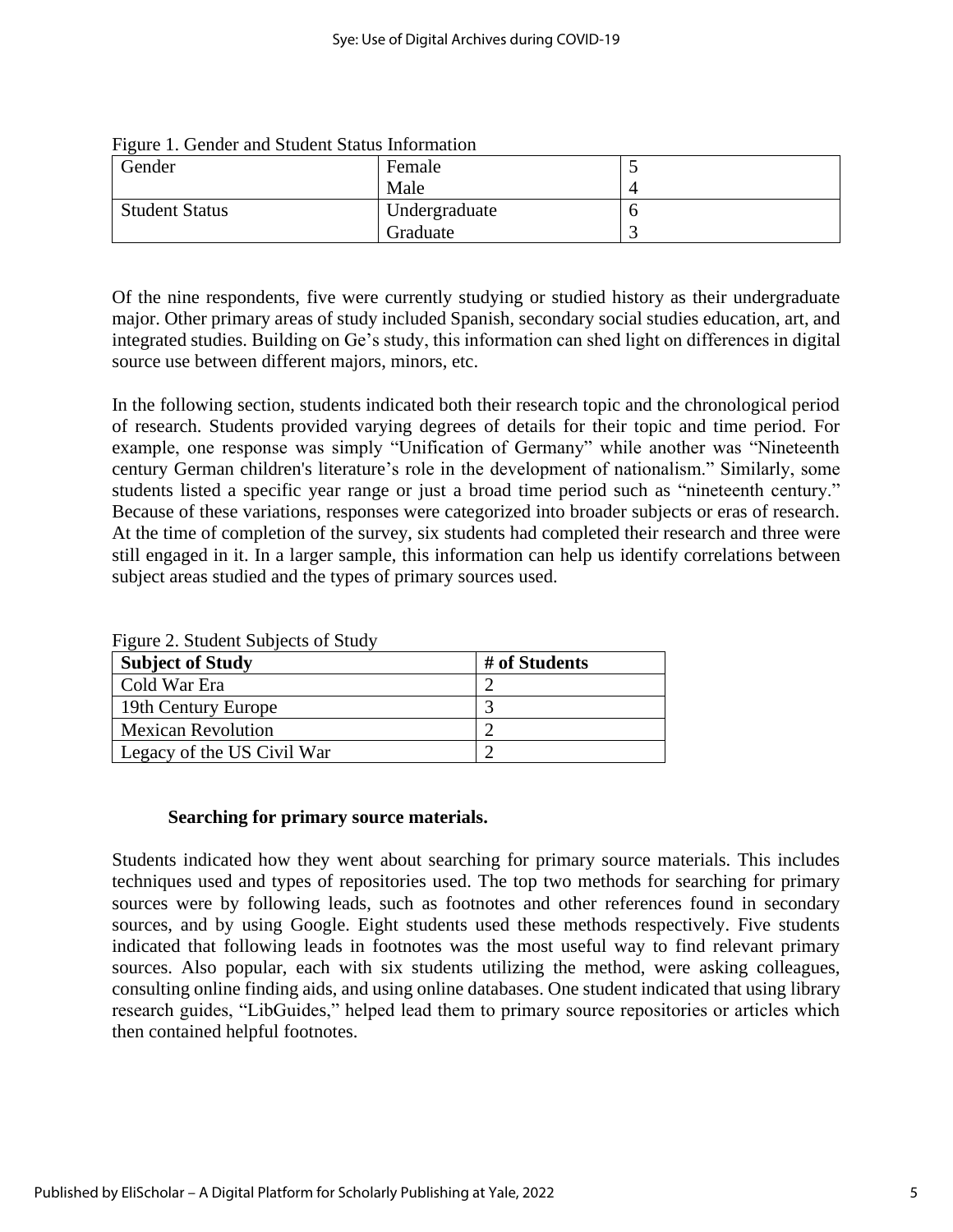Figure 1. Gender and Student Status Information

| | | |
|---|---|---|
| Gender | Female | 5 |
| | Male | 4 |
| Student Status | Undergraduate | 6 |
| | Graduate | 3 |

Of the nine respondents, five were currently studying or studied history as their undergraduate major. Other primary areas of study included Spanish, secondary social studies education, art, and integrated studies. Building on Ge's study, this information can shed light on differences in digital source use between different majors, minors, etc.

In the following section, students indicated both their research topic and the chronological period of research. Students provided varying degrees of details for their topic and time period. For example, one response was simply "Unification of Germany" while another was "Nineteenth century German children's literature's role in the development of nationalism." Similarly, some students listed a specific year range or just a broad time period such as "nineteenth century." Because of these variations, responses were categorized into broader subjects or eras of research. At the time of completion of the survey, six students had completed their research and three were still engaged in it. In a larger sample, this information can help us identify correlations between subject areas studied and the types of primary sources used.

Figure 2. Student Subjects of Study

| Subject of Study | # of Students |
|---|---|
| Cold War Era | 2 |
| 19th Century Europe | 3 |
| Mexican Revolution | 2 |
| Legacy of the US Civil War | 2 |

### Searching for primary source materials.

Students indicated how they went about searching for primary source materials. This includes techniques used and types of repositories used. The top two methods for searching for primary sources were by following leads, such as footnotes and other references found in secondary sources, and by using Google. Eight students used these methods respectively. Five students indicated that following leads in footnotes was the most useful way to find relevant primary sources. Also popular, each with six students utilizing the method, were asking colleagues, consulting online finding aids, and using online databases. One student indicated that using library research guides, "LibGuides," helped lead them to primary source repositories or articles which then contained helpful footnotes.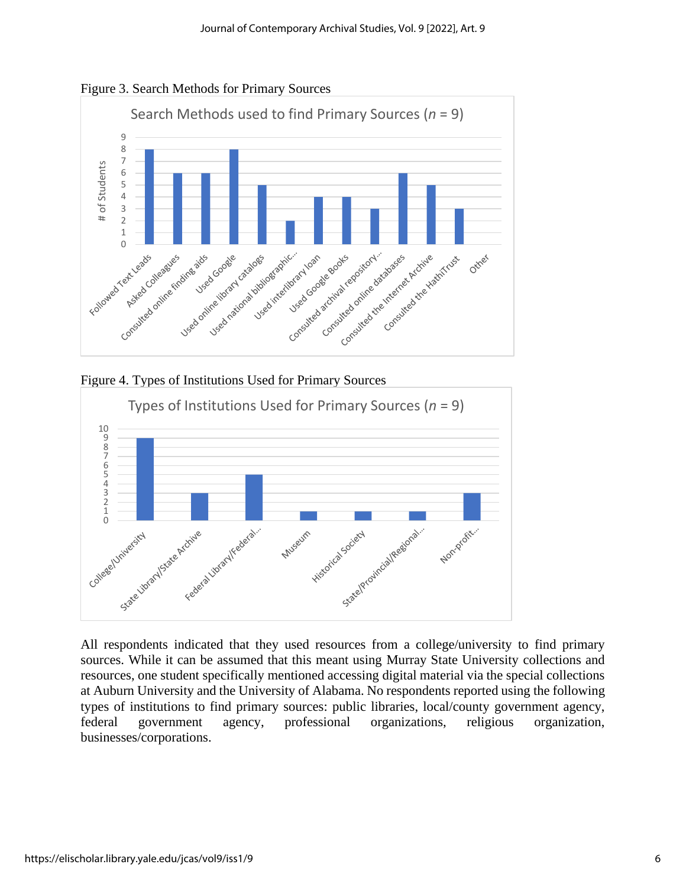Figure 3. Search Methods for Primary Sources

Figure 4. Types of Institutions Used for Primary Sources

All respondents indicated that they used resources from a college/university to find primary sources. While it can be assumed that this meant using Murray State University collections and resources, one student specifically mentioned accessing digital material via the special collections at Auburn University and the University of Alabama. No respondents reported using the following types of institutions to find primary sources: public libraries, local/county government agency, federal government agency, professional organizations, religious organization, businesses/corporations.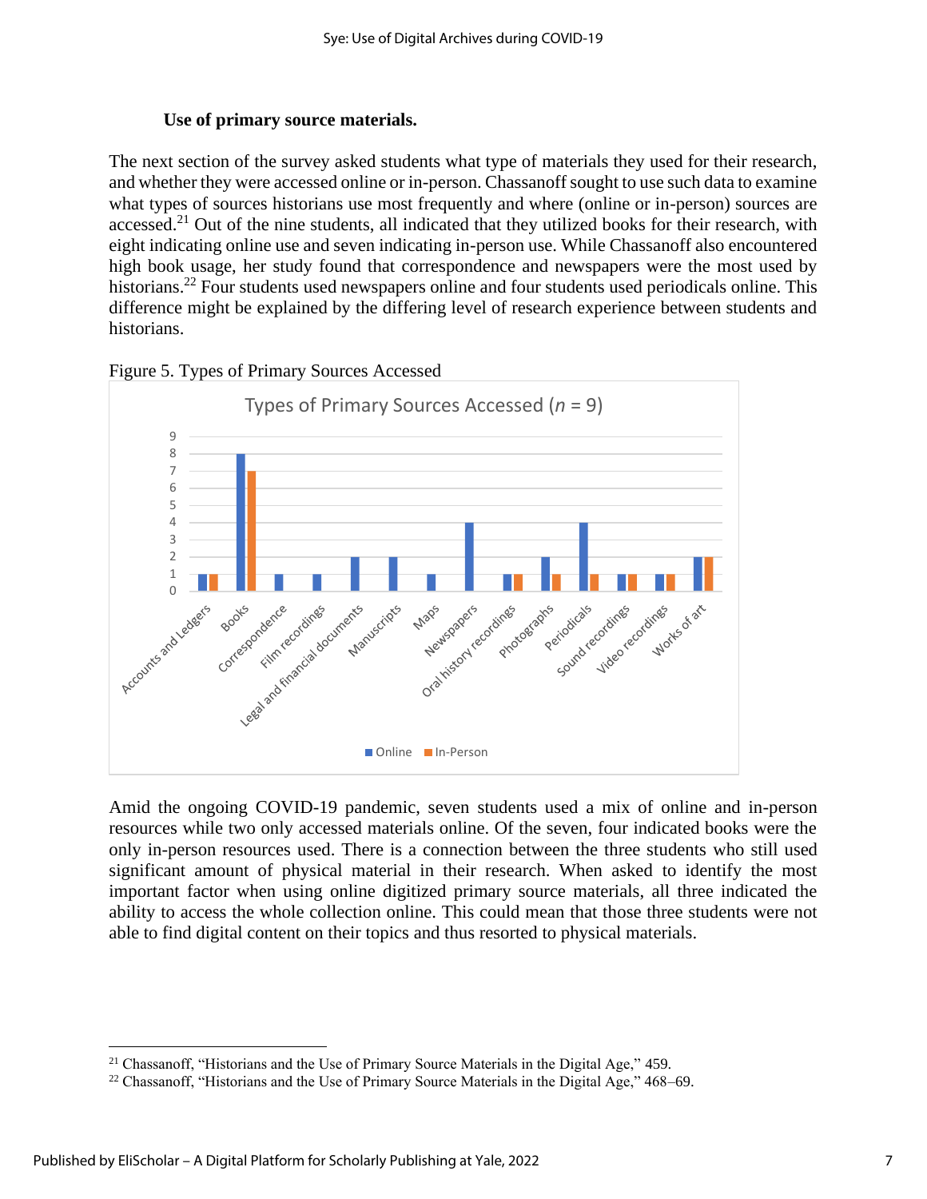**Use of primary source materials.**

The next section of the survey asked students what type of materials they used for their research, and whether they were accessed online or in-person. Chassanoff sought to use such data to examine what types of sources historians use most frequently and where (online or in-person) sources are accessed.[21] Out of the nine students, all indicated that they utilized books for their research, with eight indicating online use and seven indicating in-person use. While Chassanoff also encountered high book usage, her study found that correspondence and newspapers were the most used by historians.[22] Four students used newspapers online and four students used periodicals online. This difference might be explained by the differing level of research experience between students and historians.

Figure 5. Types of Primary Sources Accessed

Amid the ongoing COVID-19 pandemic, seven students used a mix of online and in-person resources while two only accessed materials online. Of the seven, four indicated books were the only in-person resources used. There is a connection between the three students who still used significant amount of physical material in their research. When asked to identify the most important factor when using online digitized primary source materials, all three indicated the ability to access the whole collection online. This could mean that those three students were not able to find digital content on their topics and thus resorted to physical materials.

[21] Chassanoff, "Historians and the Use of Primary Source Materials in the Digital Age," 459.

[22] Chassanoff, "Historians and the Use of Primary Source Materials in the Digital Age," 468–69.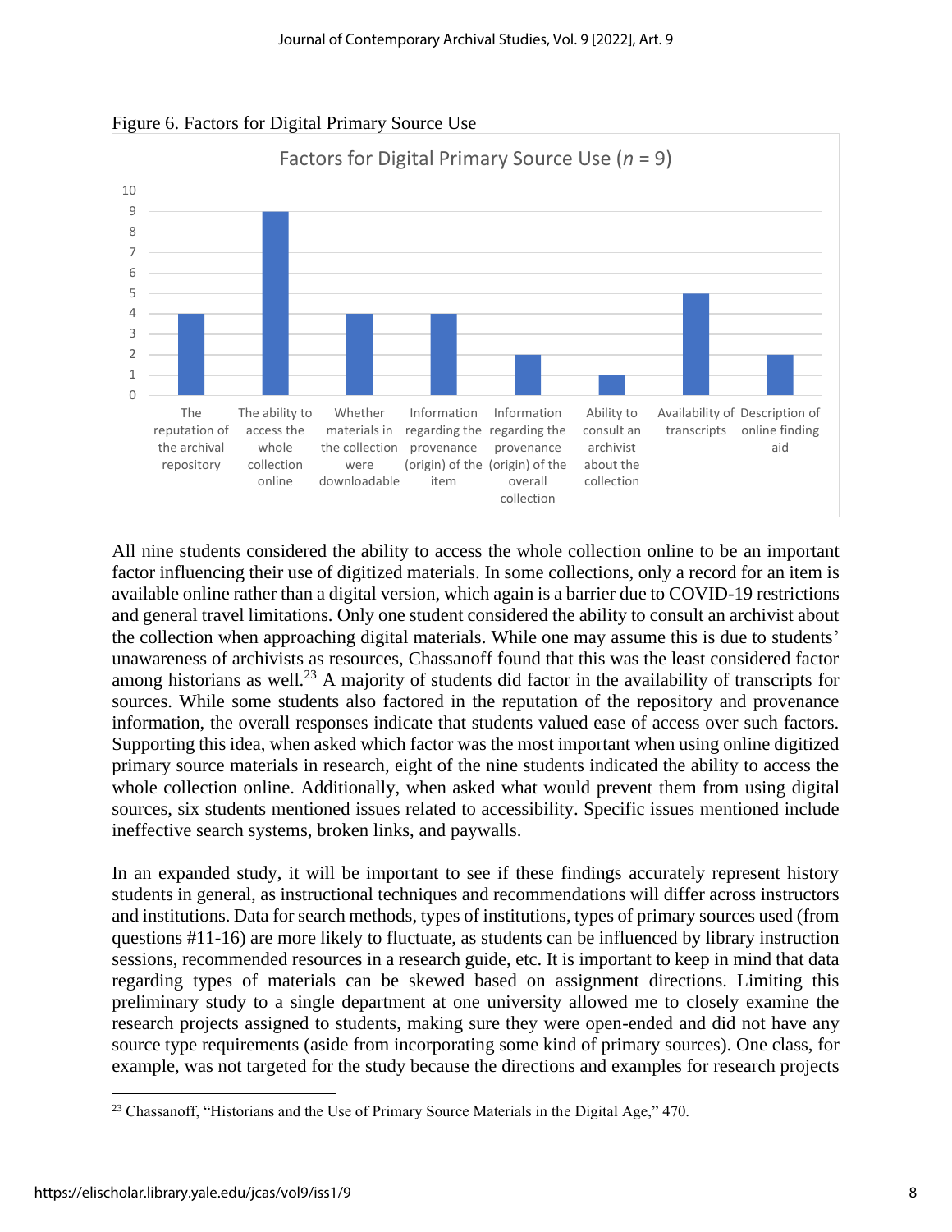Figure 6. Factors for Digital Primary Source Use

Factors for Digital Primary Source Use ($n$ = 9)

| Factor | Count |
| --- | --- |
| The reputation of the archival repository | 4 |
| The ability to access the whole collection online | 9 |
| Whether materials in the collection were downloadable | 4 |
| Information regarding the provenance (origin) of the item | 4 |
| Information regarding the provenance (origin) of the overall collection | 2 |
| Ability to consult an archivist about the collection | 1 |
| Availability of transcripts | 5 |
| Description of online finding aid | 2 |

All nine students considered the ability to access the whole collection online to be an important factor influencing their use of digitized materials. In some collections, only a record for an item is available online rather than a digital version, which again is a barrier due to COVID-19 restrictions and general travel limitations. Only one student considered the ability to consult an archivist about the collection when approaching digital materials. While one may assume this is due to students' unawareness of archivists as resources, Chassanoff found that this was the least considered factor among historians as well.[23] A majority of students did factor in the availability of transcripts for sources. While some students also factored in the reputation of the repository and provenance information, the overall responses indicate that students valued ease of access over such factors. Supporting this idea, when asked which factor was the most important when using online digitized primary source materials in research, eight of the nine students indicated the ability to access the whole collection online. Additionally, when asked what would prevent them from using digital sources, six students mentioned issues related to accessibility. Specific issues mentioned include ineffective search systems, broken links, and paywalls.

In an expanded study, it will be important to see if these findings accurately represent history students in general, as instructional techniques and recommendations will differ across instructors and institutions. Data for search methods, types of institutions, types of primary sources used (from questions #11-16) are more likely to fluctuate, as students can be influenced by library instruction sessions, recommended resources in a research guide, etc. It is important to keep in mind that data regarding types of materials can be skewed based on assignment directions. Limiting this preliminary study to a single department at one university allowed me to closely examine the research projects assigned to students, making sure they were open-ended and did not have any source type requirements (aside from incorporating some kind of primary sources). One class, for example, was not targeted for the study because the directions and examples for research projects

[23] Chassanoff, "Historians and the Use of Primary Source Materials in the Digital Age," 470.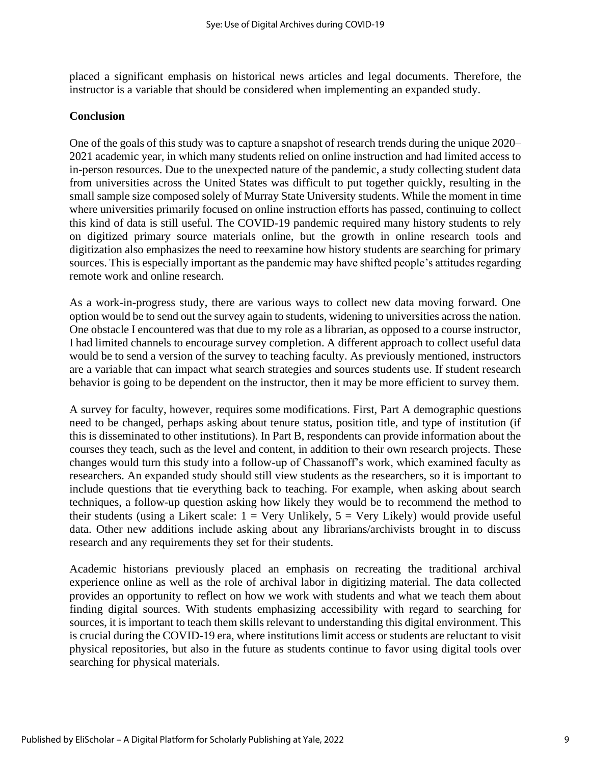placed a significant emphasis on historical news articles and legal documents. Therefore, the instructor is a variable that should be considered when implementing an expanded study.

**Conclusion**

One of the goals of this study was to capture a snapshot of research trends during the unique 2020–2021 academic year, in which many students relied on online instruction and had limited access to in-person resources. Due to the unexpected nature of the pandemic, a study collecting student data from universities across the United States was difficult to put together quickly, resulting in the small sample size composed solely of Murray State University students. While the moment in time where universities primarily focused on online instruction efforts has passed, continuing to collect this kind of data is still useful. The COVID-19 pandemic required many history students to rely on digitized primary source materials online, but the growth in online research tools and digitization also emphasizes the need to reexamine how history students are searching for primary sources. This is especially important as the pandemic may have shifted people's attitudes regarding remote work and online research.

As a work-in-progress study, there are various ways to collect new data moving forward. One option would be to send out the survey again to students, widening to universities across the nation. One obstacle I encountered was that due to my role as a librarian, as opposed to a course instructor, I had limited channels to encourage survey completion. A different approach to collect useful data would be to send a version of the survey to teaching faculty. As previously mentioned, instructors are a variable that can impact what search strategies and sources students use. If student research behavior is going to be dependent on the instructor, then it may be more efficient to survey them.

A survey for faculty, however, requires some modifications. First, Part A demographic questions need to be changed, perhaps asking about tenure status, position title, and type of institution (if this is disseminated to other institutions). In Part B, respondents can provide information about the courses they teach, such as the level and content, in addition to their own research projects. These changes would turn this study into a follow-up of Chassanoff's work, which examined faculty as researchers. An expanded study should still view students as the researchers, so it is important to include questions that tie everything back to teaching. For example, when asking about search techniques, a follow-up question asking how likely they would be to recommend the method to their students (using a Likert scale: 1 = Very Unlikely, 5 = Very Likely) would provide useful data. Other new additions include asking about any librarians/archivists brought in to discuss research and any requirements they set for their students.

Academic historians previously placed an emphasis on recreating the traditional archival experience online as well as the role of archival labor in digitizing material. The data collected provides an opportunity to reflect on how we work with students and what we teach them about finding digital sources. With students emphasizing accessibility with regard to searching for sources, it is important to teach them skills relevant to understanding this digital environment. This is crucial during the COVID-19 era, where institutions limit access or students are reluctant to visit physical repositories, but also in the future as students continue to favor using digital tools over searching for physical materials.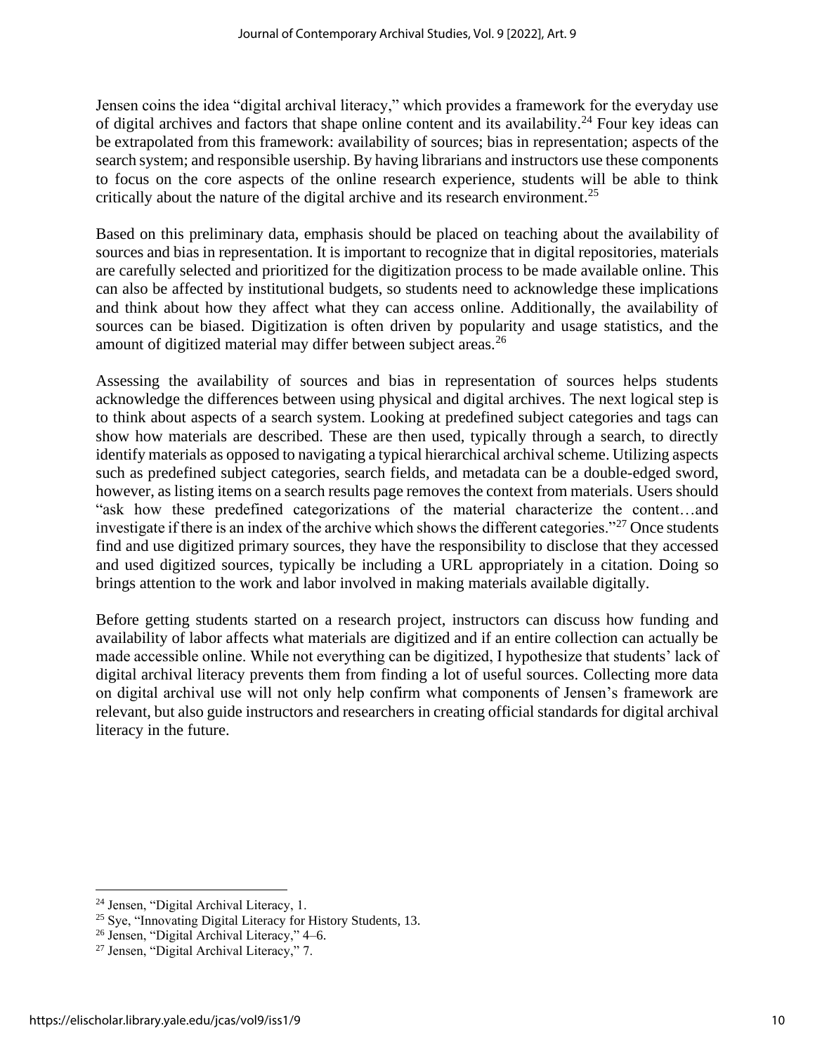Jensen coins the idea "digital archival literacy," which provides a framework for the everyday use of digital archives and factors that shape online content and its availability.[24] Four key ideas can be extrapolated from this framework: availability of sources; bias in representation; aspects of the search system; and responsible usership. By having librarians and instructors use these components to focus on the core aspects of the online research experience, students will be able to think critically about the nature of the digital archive and its research environment.[25]

Based on this preliminary data, emphasis should be placed on teaching about the availability of sources and bias in representation. It is important to recognize that in digital repositories, materials are carefully selected and prioritized for the digitization process to be made available online. This can also be affected by institutional budgets, so students need to acknowledge these implications and think about how they affect what they can access online. Additionally, the availability of sources can be biased. Digitization is often driven by popularity and usage statistics, and the amount of digitized material may differ between subject areas.[26]

Assessing the availability of sources and bias in representation of sources helps students acknowledge the differences between using physical and digital archives. The next logical step is to think about aspects of a search system. Looking at predefined subject categories and tags can show how materials are described. These are then used, typically through a search, to directly identify materials as opposed to navigating a typical hierarchical archival scheme. Utilizing aspects such as predefined subject categories, search fields, and metadata can be a double-edged sword, however, as listing items on a search results page removes the context from materials. Users should "ask how these predefined categorizations of the material characterize the content…and investigate if there is an index of the archive which shows the different categories."[27] Once students find and use digitized primary sources, they have the responsibility to disclose that they accessed and used digitized sources, typically be including a URL appropriately in a citation. Doing so brings attention to the work and labor involved in making materials available digitally.

Before getting students started on a research project, instructors can discuss how funding and availability of labor affects what materials are digitized and if an entire collection can actually be made accessible online. While not everything can be digitized, I hypothesize that students' lack of digital archival literacy prevents them from finding a lot of useful sources. Collecting more data on digital archival use will not only help confirm what components of Jensen's framework are relevant, but also guide instructors and researchers in creating official standards for digital archival literacy in the future.

---

[24] Jensen, "Digital Archival Literacy, 1.

[25] Sye, "Innovating Digital Literacy for History Students, 13.

[26] Jensen, "Digital Archival Literacy," 4–6.

[27] Jensen, "Digital Archival Literacy," 7.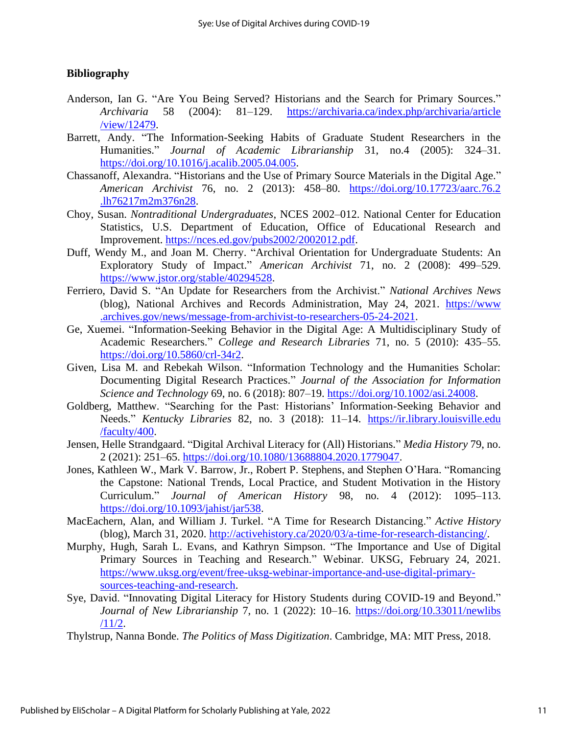## Bibliography

Anderson, Ian G. "Are You Being Served? Historians and the Search for Primary Sources." *Archivaria* 58 (2004): 81–129. https://archivaria.ca/index.php/archivaria/article/view/12479.

Barrett, Andy. "The Information-Seeking Habits of Graduate Student Researchers in the Humanities." *Journal of Academic Librarianship* 31, no.4 (2005): 324–31. https://doi.org/10.1016/j.acalib.2005.04.005.

Chassanoff, Alexandra. "Historians and the Use of Primary Source Materials in the Digital Age." *American Archivist* 76, no. 2 (2013): 458–80. https://doi.org/10.17723/aarc.76.2.lh76217m2m376n28.

Choy, Susan. *Nontraditional Undergraduates*, NCES 2002–012. National Center for Education Statistics, U.S. Department of Education, Office of Educational Research and Improvement. https://nces.ed.gov/pubs2002/2002012.pdf.

Duff, Wendy M., and Joan M. Cherry. "Archival Orientation for Undergraduate Students: An Exploratory Study of Impact." *American Archivist* 71, no. 2 (2008): 499–529. https://www.jstor.org/stable/40294528.

Ferriero, David S. "An Update for Researchers from the Archivist." *National Archives News* (blog), National Archives and Records Administration, May 24, 2021. https://www.archives.gov/news/message-from-archivist-to-researchers-05-24-2021.

Ge, Xuemei. "Information-Seeking Behavior in the Digital Age: A Multidisciplinary Study of Academic Researchers." *College and Research Libraries* 71, no. 5 (2010): 435–55. https://doi.org/10.5860/crl-34r2.

Given, Lisa M. and Rebekah Wilson. "Information Technology and the Humanities Scholar: Documenting Digital Research Practices." *Journal of the Association for Information Science and Technology* 69, no. 6 (2018): 807–19. https://doi.org/10.1002/asi.24008.

Goldberg, Matthew. "Searching for the Past: Historians' Information-Seeking Behavior and Needs." *Kentucky Libraries* 82, no. 3 (2018): 11–14. https://ir.library.louisville.edu/faculty/400.

Jensen, Helle Strandgaard. "Digital Archival Literacy for (All) Historians." *Media History* 79, no. 2 (2021): 251–65. https://doi.org/10.1080/13688804.2020.1779047.

Jones, Kathleen W., Mark V. Barrow, Jr., Robert P. Stephens, and Stephen O'Hara. "Romancing the Capstone: National Trends, Local Practice, and Student Motivation in the History Curriculum." *Journal of American History* 98, no. 4 (2012): 1095–113. https://doi.org/10.1093/jahist/jar538.

MacEachern, Alan, and William J. Turkel. "A Time for Research Distancing." *Active History* (blog), March 31, 2020. http://activehistory.ca/2020/03/a-time-for-research-distancing/.

Murphy, Hugh, Sarah L. Evans, and Kathryn Simpson. "The Importance and Use of Digital Primary Sources in Teaching and Research." Webinar. UKSG, February 24, 2021. https://www.uksg.org/event/free-uksg-webinar-importance-and-use-digital-primary-sources-teaching-and-research.

Sye, David. "Innovating Digital Literacy for History Students during COVID-19 and Beyond." *Journal of New Librarianship* 7, no. 1 (2022): 10–16. https://doi.org/10.33011/newlibs/11/2.

Thylstrup, Nanna Bonde. *The Politics of Mass Digitization*. Cambridge, MA: MIT Press, 2018.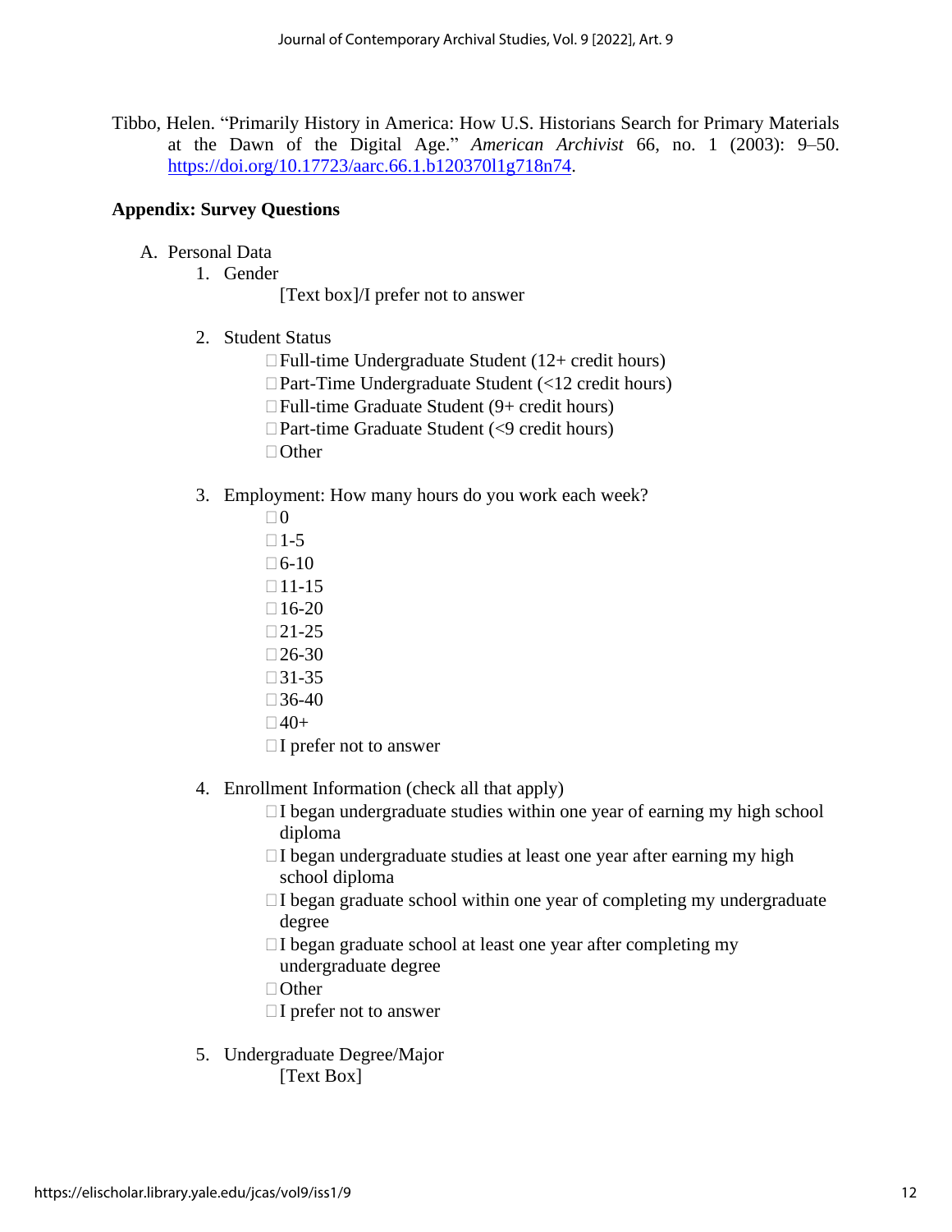Tibbo, Helen. "Primarily History in America: How U.S. Historians Search for Primary Materials at the Dawn of the Digital Age." *American Archivist* 66, no. 1 (2003): 9–50. https://doi.org/10.17723/aarc.66.1.b120370l1g718n74.

## Appendix: Survey Questions

A. Personal Data

1. Gender

   [Text box]/I prefer not to answer

2. Student Status

   □ Full-time Undergraduate Student (12+ credit hours)
   □ Part-Time Undergraduate Student (<12 credit hours)
   □ Full-time Graduate Student (9+ credit hours)
   □ Part-time Graduate Student (<9 credit hours)
   □ Other

3. Employment: How many hours do you work each week?

   □ 0
   □ 1-5
   □ 6-10
   □ 11-15
   □ 16-20
   □ 21-25
   □ 26-30
   □ 31-35
   □ 36-40
   □ 40+
   □ I prefer not to answer

4. Enrollment Information (check all that apply)

   □ I began undergraduate studies within one year of earning my high school diploma
   □ I began undergraduate studies at least one year after earning my high school diploma
   □ I began graduate school within one year of completing my undergraduate degree
   □ I began graduate school at least one year after completing my undergraduate degree
   □ Other
   □ I prefer not to answer

5. Undergraduate Degree/Major

   [Text Box]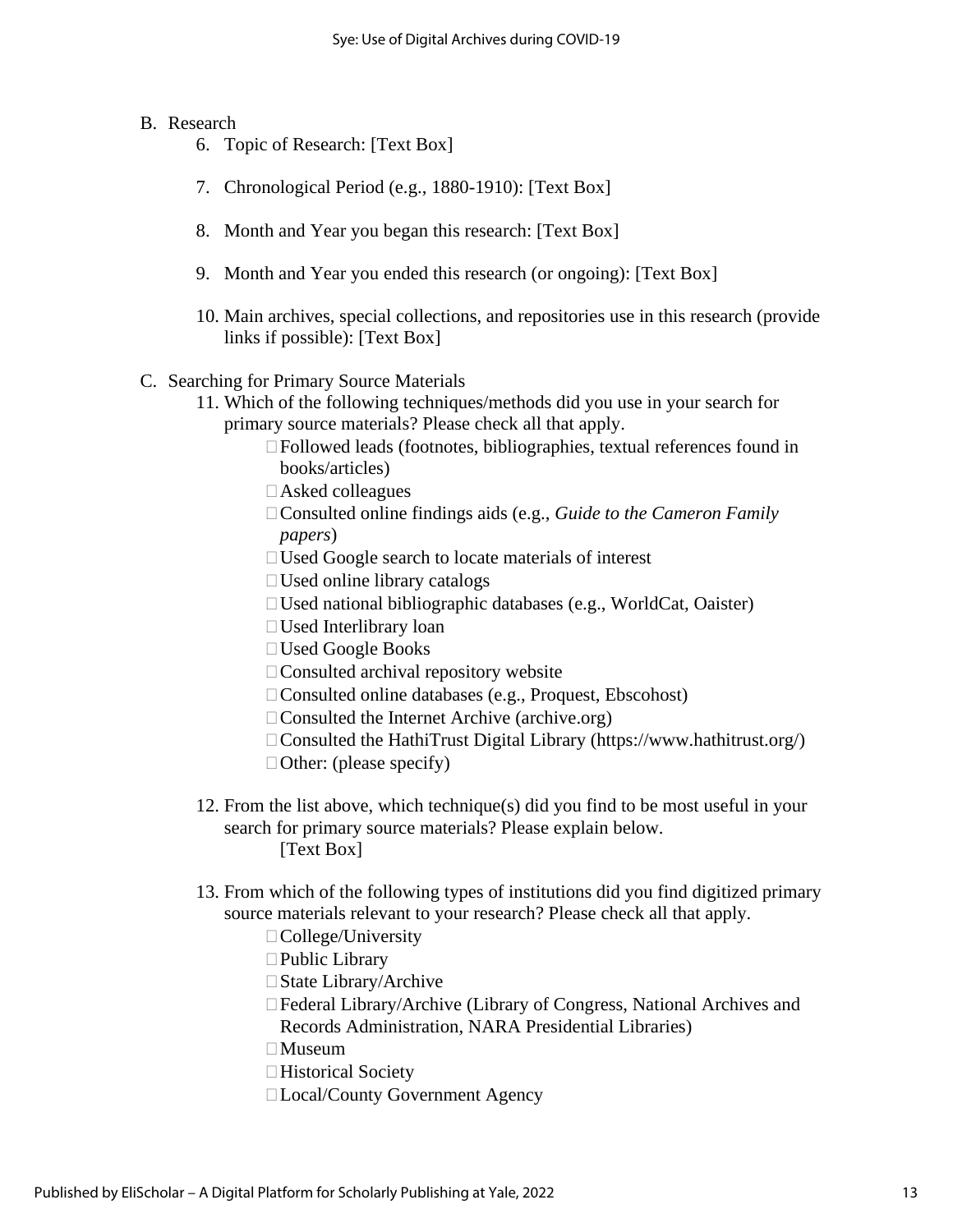B. Research

6. Topic of Research: [Text Box]

7. Chronological Period (e.g., 1880-1910): [Text Box]

8. Month and Year you began this research: [Text Box]

9. Month and Year you ended this research (or ongoing): [Text Box]

10. Main archives, special collections, and repositories use in this research (provide links if possible): [Text Box]

C. Searching for Primary Source Materials

11. Which of the following techniques/methods did you use in your search for primary source materials? Please check all that apply.
    - ☐ Followed leads (footnotes, bibliographies, textual references found in books/articles)
    - ☐ Asked colleagues
    - ☐ Consulted online findings aids (e.g., *Guide to the Cameron Family papers*)
    - ☐ Used Google search to locate materials of interest
    - ☐ Used online library catalogs
    - ☐ Used national bibliographic databases (e.g., WorldCat, Oaister)
    - ☐ Used Interlibrary loan
    - ☐ Used Google Books
    - ☐ Consulted archival repository website
    - ☐ Consulted online databases (e.g., Proquest, Ebscohost)
    - ☐ Consulted the Internet Archive (archive.org)
    - ☐ Consulted the HathiTrust Digital Library (https://www.hathitrust.org/)
    - ☐ Other: (please specify)

12. From the list above, which technique(s) did you find to be most useful in your search for primary source materials? Please explain below.
    [Text Box]

13. From which of the following types of institutions did you find digitized primary source materials relevant to your research? Please check all that apply.
    - ☐ College/University
    - ☐ Public Library
    - ☐ State Library/Archive
    - ☐ Federal Library/Archive (Library of Congress, National Archives and Records Administration, NARA Presidential Libraries)
    - ☐ Museum
    - ☐ Historical Society
    - ☐ Local/County Government Agency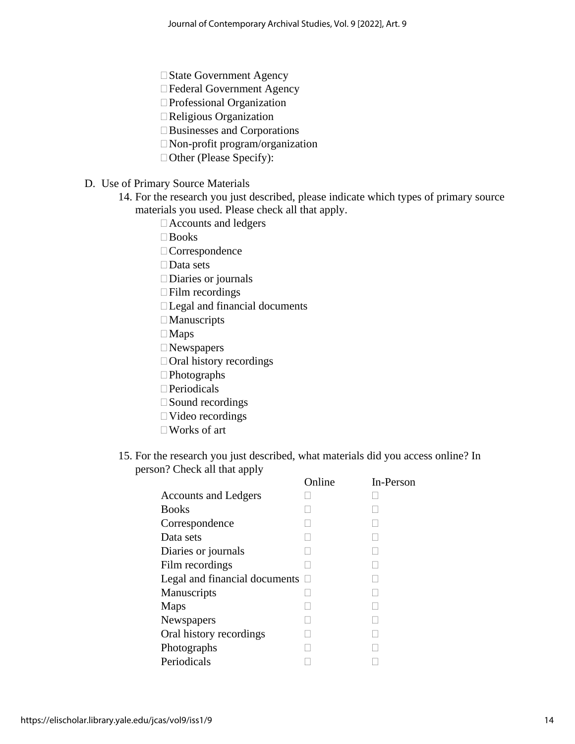- ☐ State Government Agency
- ☐ Federal Government Agency
- ☐ Professional Organization
- ☐ Religious Organization
- ☐ Businesses and Corporations
- ☐ Non-profit program/organization
- ☐ Other (Please Specify):

D. Use of Primary Source Materials

14. For the research you just described, please indicate which types of primary source materials you used. Please check all that apply.
    - ☐ Accounts and ledgers
    - ☐ Books
    - ☐ Correspondence
    - ☐ Data sets
    - ☐ Diaries or journals
    - ☐ Film recordings
    - ☐ Legal and financial documents
    - ☐ Manuscripts
    - ☐ Maps
    - ☐ Newspapers
    - ☐ Oral history recordings
    - ☐ Photographs
    - ☐ Periodicals
    - ☐ Sound recordings
    - ☐ Video recordings
    - ☐ Works of art

15. For the research you just described, what materials did you access online? In person? Check all that apply

| | Online | In-Person |
|---|---|---|
| Accounts and Ledgers | ☐ | ☐ |
| Books | ☐ | ☐ |
| Correspondence | ☐ | ☐ |
| Data sets | ☐ | ☐ |
| Diaries or journals | ☐ | ☐ |
| Film recordings | ☐ | ☐ |
| Legal and financial documents | ☐ | ☐ |
| Manuscripts | ☐ | ☐ |
| Maps | ☐ | ☐ |
| Newspapers | ☐ | ☐ |
| Oral history recordings | ☐ | ☐ |
| Photographs | ☐ | ☐ |
| Periodicals | ☐ | ☐ |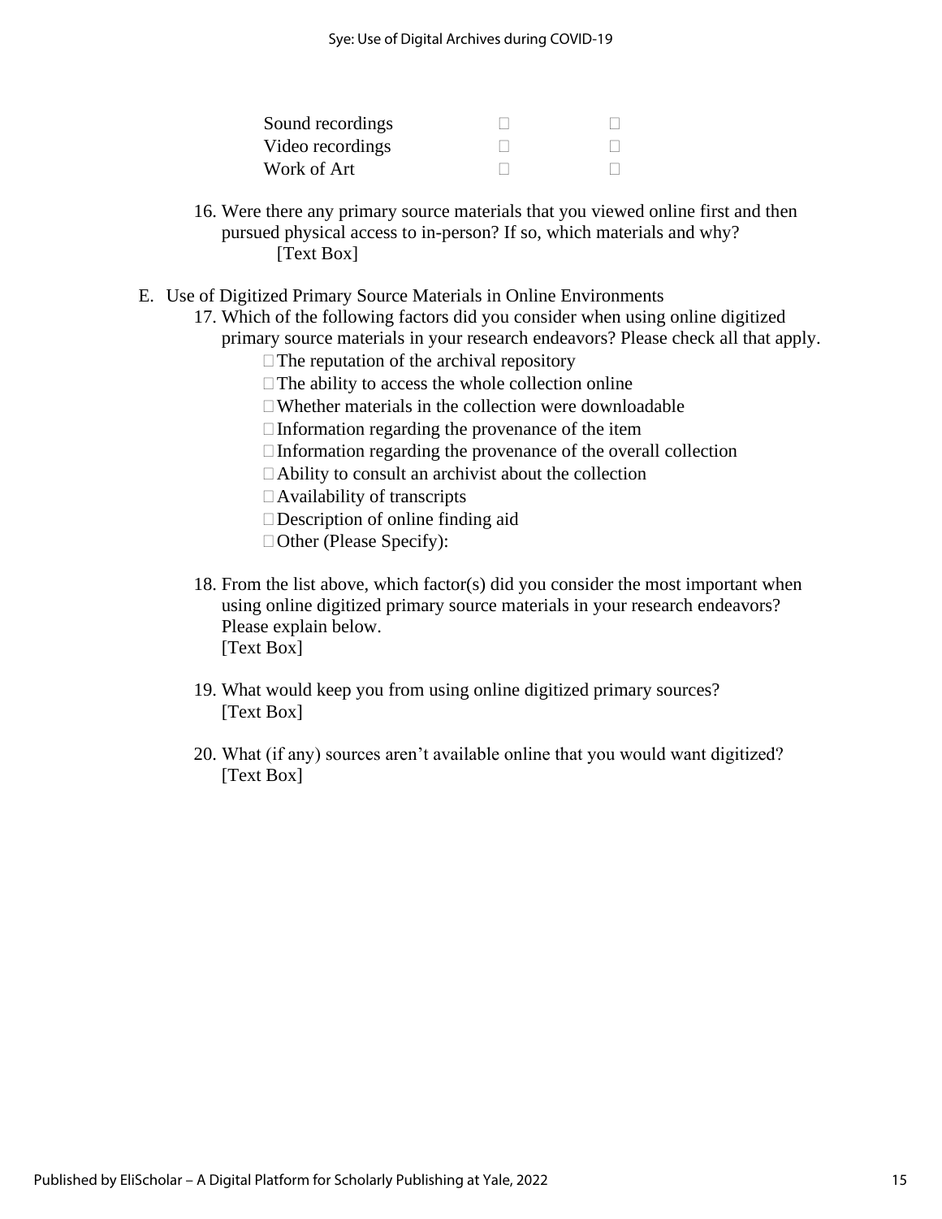| | | |
|---|---|---|
| Sound recordings | ☐ | ☐ |
| Video recordings | ☐ | ☐ |
| Work of Art | ☐ | ☐ |

16. Were there any primary source materials that you viewed online first and then pursued physical access to in-person? If so, which materials and why?
    [Text Box]

E. Use of Digitized Primary Source Materials in Online Environments

17. Which of the following factors did you consider when using online digitized primary source materials in your research endeavors? Please check all that apply.
    - ☐ The reputation of the archival repository
    - ☐ The ability to access the whole collection online
    - ☐ Whether materials in the collection were downloadable
    - ☐ Information regarding the provenance of the item
    - ☐ Information regarding the provenance of the overall collection
    - ☐ Ability to consult an archivist about the collection
    - ☐ Availability of transcripts
    - ☐ Description of online finding aid
    - ☐ Other (Please Specify):

18. From the list above, which factor(s) did you consider the most important when using online digitized primary source materials in your research endeavors? Please explain below.
    [Text Box]

19. What would keep you from using online digitized primary sources?
    [Text Box]

20. What (if any) sources aren't available online that you would want digitized?
    [Text Box]